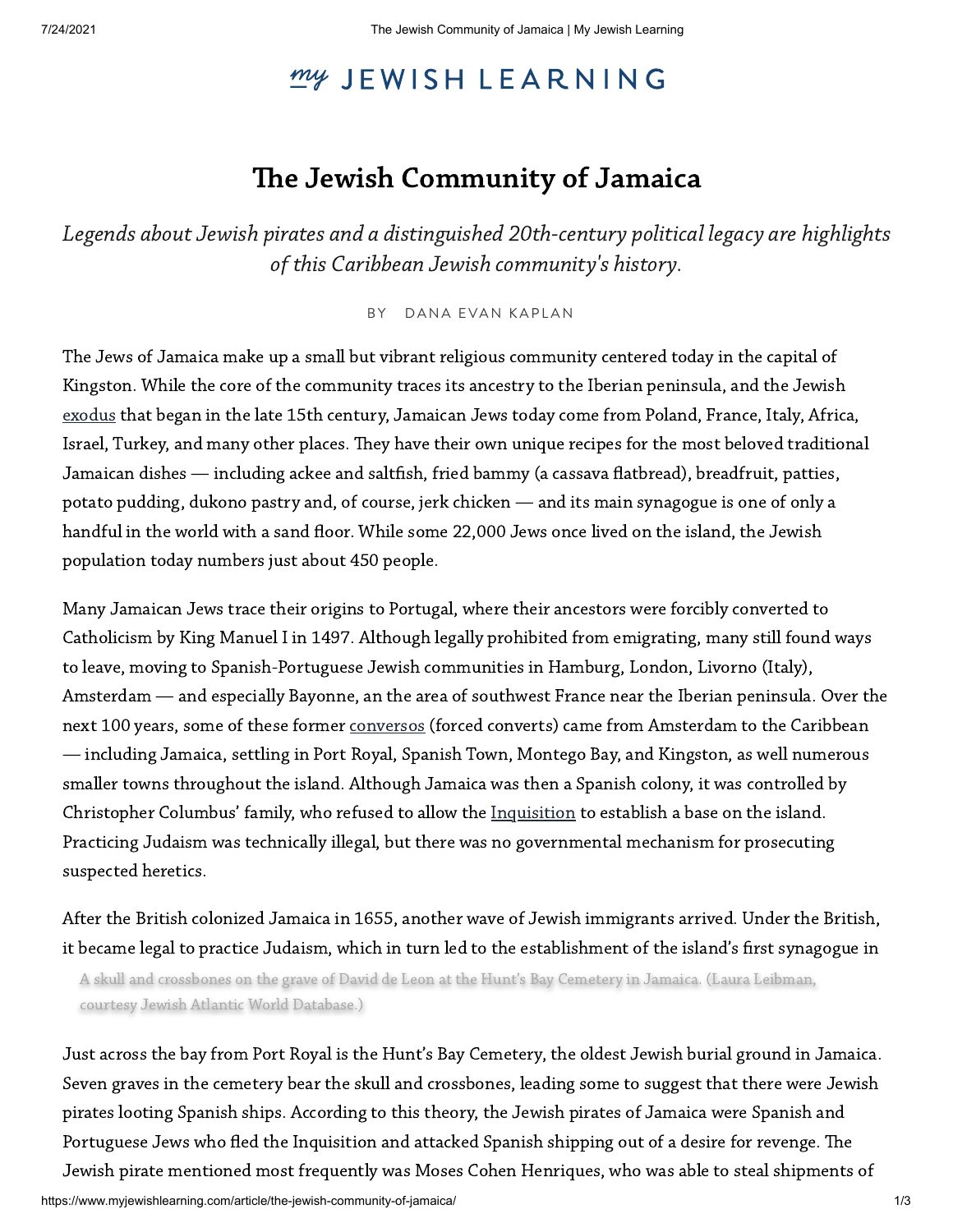# The Jewish Community of Jamaica

*Legends about Jewish pirates and a distinguished 20th-century political legacy are highlights of this Caribbean Jewish community's history.*

BY DANA EVAN KAPLAN

The Jews of Jamaica make up a small but vibrant religious community centered today in the capital of Kingston. While the core of the community traces its ancestry to the Iberian peninsula, and the Jewish exodus that began in the late 15th century, Jamaican Jews today come from Poland, France, Italy, Africa, Israel, Turkey, and many other places. They have their own unique recipes for the most beloved traditional Jamaican dishes — including ackee and saltfish, fried bammy (a cassava flatbread), breadfruit, patties, potato pudding, dukono pastry and, of course, jerk chicken — and its main synagogue is one of only a handful in the world with a sand floor. While some 22,000 Jews once lived on the island, the Jewish population today numbers just about 450 people.

Many Jamaican Jews trace their origins to Portugal, where their ancestors were forcibly converted to Catholicism by King Manuel I in 1497. Although legally prohibited from emigrating, many still found ways to leave, moving to Spanish-Portuguese Jewish communities in Hamburg, London, Livorno (Italy), Amsterdam — and especially Bayonne, an the area of southwest France near the Iberian peninsula. Over the next 100 years, some of these former conversos (forced converts) came from Amsterdam to the Caribbean — including Jamaica, settling in Port Royal, Spanish Town, Montego Bay, and Kingston, as well numerous smaller towns throughout the island. Although Jamaica was then a Spanish colony, it was controlled by Christopher Columbus' family, who refused to allow the Inquisition to establish a base on the island. Practicing Judaism was technically illegal, but there was no governmental mechanism for prosecuting suspected heretics.

After the British colonized Jamaica in 1655, another wave of Jewish immigrants arrived. Under the British, it became legal to practice Judaism, which in turn led to the establishment of the island's first synagogue in

A skull and crossbones on the grave of David de Leon at the Hunt's Bay Cemetery in Jamaica. (Laura Leibman, courtesy Jewish Atlantic World Database.)

Just across the bay from Port Royal is the Hunt's Bay Cemetery, the oldest Jewish burial ground in Jamaica. Seven graves in the cemetery bear the skull and crossbones, leading some to suggest that there were Jewish pirates looting Spanish ships. According to this theory, the Jewish pirates of Jamaica were Spanish and Portuguese Jews who fled the Inquisition and attacked Spanish shipping out of a desire for revenge. The Jewish pirate mentioned most frequently was Moses Cohen Henriques, who was able to steal shipments of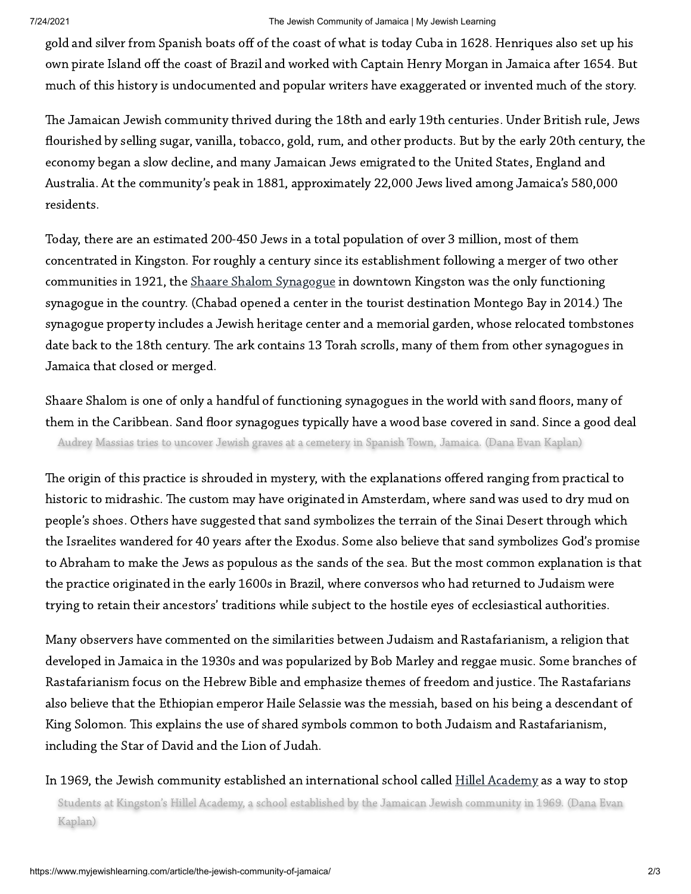gold and silver from Spanish boats off of the coast of what is today Cuba in 1628. Henriques also set up his own pirate Island off the coast of Brazil and worked with Captain Henry Morgan in Jamaica after 1654. But much of this history is undocumented and popular writers have exaggerated or invented much of the story.

The Jamaican Jewish community thrived during the 18th and early 19th centuries. Under British rule, Jews flourished by selling sugar, vanilla, tobacco, gold, rum, and other products. But by the early 20th century, the economy began a slow decline, and many Jamaican Jews emigrated to the United States, England and Australia. At the community's peak in 1881, approximately 22,000 Jews lived among Jamaica's 580,000 residents.

Today, there are an estimated 200-450 Jews in a total population of over 3 million, most of them concentrated in Kingston. For roughly a century since its establishment following a merger of two other communities in 1921, the Shaare Shalom Synagogue in downtown Kingston was the only functioning synagogue in the country. (Chabad opened a center in the tourist destination Montego Bay in 2014.) The synagogue property includes a Jewish heritage center and a memorial garden, whose relocated tombstones date back to the 18th century. The ark contains 13 Torah scrolls, many of them from other synagogues in Jamaica that closed or merged.

Shaare Shalom is one of only a handful of functioning synagogues in the world with sand floors, many of them in the Caribbean. Sand floor synagogues typically have a wood base covered in sand. Since a good deal

Audrey Massias tries to uncover Jewish graves at a cemetery in Spanish Town, Jamaica. (Dana Evan Kaplan)

The origin of this practice is shrouded in mystery, with the explanations offered ranging from practical to historic to midrashic. The custom may have originated in Amsterdam, where sand was used to dry mud on people's shoes. Others have suggested that sand symbolizes the terrain of the Sinai Desert through which the Israelites wandered for 40 years after the Exodus. Some also believe that sand symbolizes God's promise to Abraham to make the Jews as populous as the sands of the sea. But the most common explanation is that the practice originated in the early 1600s in Brazil, where conversos who had returned to Judaism were trying to retain their ancestors' traditions while subject to the hostile eyes of ecclesiastical authorities.

Many observers have commented on the similarities between Judaism and Rastafarianism, a religion that developed in Jamaica in the 1930s and was popularized by Bob Marley and reggae music. Some branches of Rastafarianism focus on the Hebrew Bible and emphasize themes of freedom and justice. The Rastafarians also believe that the Ethiopian emperor Haile Selassie was the messiah, based on his being a descendant of King Solomon. This explains the use of shared symbols common to both Judaism and Rastafarianism, including the Star of David and the Lion of Judah.

In 1969, the Jewish community established an international school called Hillel Academy as a way to stop

Students at Kingston's Hillel Academy, a school established by the Jamaican Jewish community in 1969. (Dana Evan Kaplan)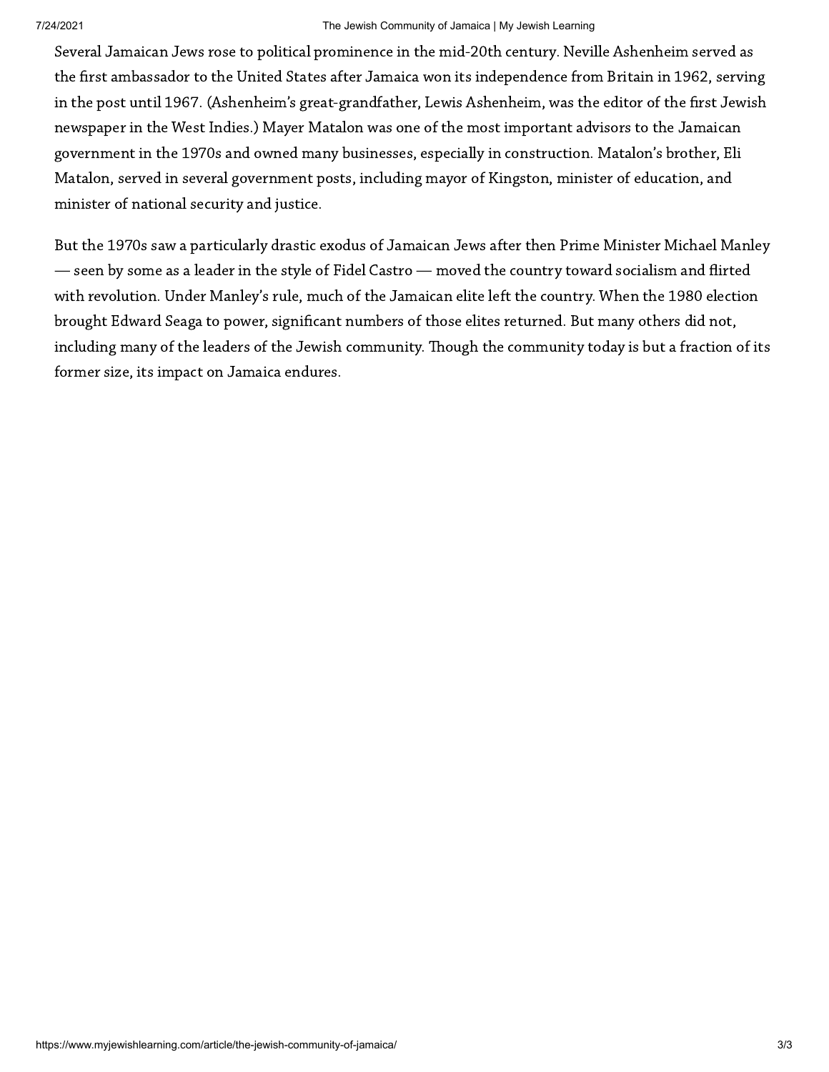Several Jamaican Jews rose to political prominence in the mid-20th century. Neville Ashenheim served as the first ambassador to the United States after Jamaica won its independence from Britain in 1962, serving in the post until 1967. (Ashenheim's great-grandfather, Lewis Ashenheim, was the editor of the first Jewish newspaper in the West Indies.) Mayer Matalon was one of the most important advisors to the Jamaican government in the 1970s and owned many businesses, especially in construction. Matalon's brother, Eli Matalon, served in several government posts, including mayor of Kingston, minister of education, and minister of national security and justice.

But the 1970s saw a particularly drastic exodus of Jamaican Jews after then Prime Minister Michael Manley — seen by some as a leader in the style of Fidel Castro — moved the country toward socialism and flirted with revolution. Under Manley's rule, much of the Jamaican elite left the country. When the 1980 election brought Edward Seaga to power, significant numbers of those elites returned. But many others did not, including many of the leaders of the Jewish community. Though the community today is but a fraction of its former size, its impact on Jamaica endures.